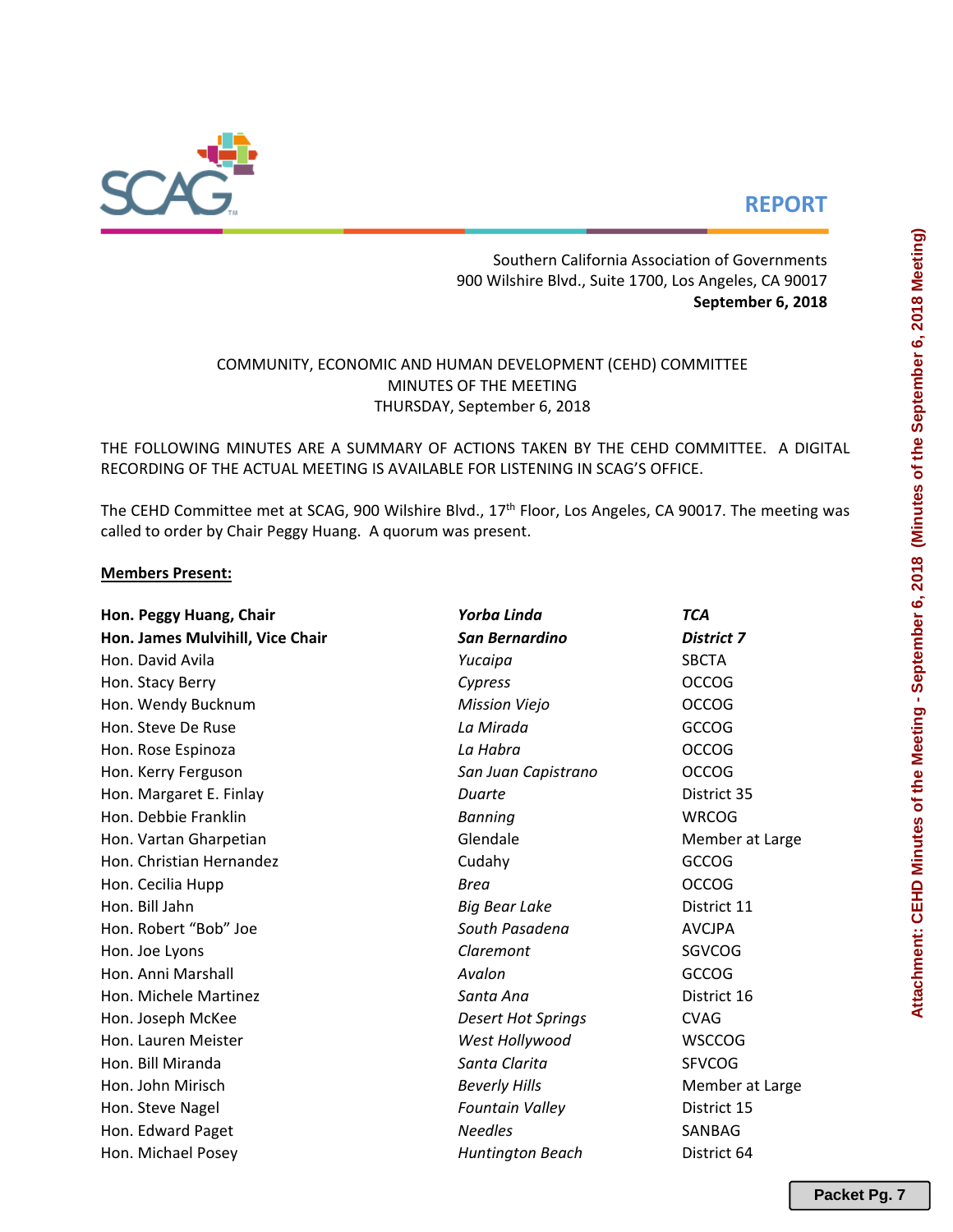**REPORT**

Southern California Association of Governments
900 Wilshire Blvd., Suite 1700, Los Angeles, CA 90017
**September 6, 2018**

COMMUNITY, ECONOMIC AND HUMAN DEVELOPMENT (CEHD) COMMITTEE
MINUTES OF THE MEETING
THURSDAY, September 6, 2018

THE FOLLOWING MINUTES ARE A SUMMARY OF ACTIONS TAKEN BY THE CEHD COMMITTEE. A DIGITAL RECORDING OF THE ACTUAL MEETING IS AVAILABLE FOR LISTENING IN SCAG'S OFFICE.

The CEHD Committee met at SCAG, 900 Wilshire Blvd., 17th Floor, Los Angeles, CA 90017. The meeting was called to order by Chair Peggy Huang. A quorum was present.

**Members Present:**

| | | |
|---|---|---|
| **Hon. Peggy Huang, Chair** | ***Yorba Linda*** | ***TCA*** |
| **Hon. James Mulvihill, Vice Chair** | ***San Bernardino*** | ***District 7*** |
| Hon. David Avila | *Yucaipa* | SBCTA |
| Hon. Stacy Berry | *Cypress* | OCCOG |
| Hon. Wendy Bucknum | *Mission Viejo* | OCCOG |
| Hon. Steve De Ruse | *La Mirada* | GCCOG |
| Hon. Rose Espinoza | *La Habra* | OCCOG |
| Hon. Kerry Ferguson | *San Juan Capistrano* | OCCOG |
| Hon. Margaret E. Finlay | *Duarte* | District 35 |
| Hon. Debbie Franklin | *Banning* | WRCOG |
| Hon. Vartan Gharpetian | Glendale | Member at Large |
| Hon. Christian Hernandez | Cudahy | GCCOG |
| Hon. Cecilia Hupp | *Brea* | OCCOG |
| Hon. Bill Jahn | *Big Bear Lake* | District 11 |
| Hon. Robert "Bob" Joe | *South Pasadena* | AVCJPA |
| Hon. Joe Lyons | *Claremont* | SGVCOG |
| Hon. Anni Marshall | *Avalon* | GCCOG |
| Hon. Michele Martinez | *Santa Ana* | District 16 |
| Hon. Joseph McKee | *Desert Hot Springs* | CVAG |
| Hon. Lauren Meister | *West Hollywood* | WSCCOG |
| Hon. Bill Miranda | *Santa Clarita* | SFVCOG |
| Hon. John Mirisch | *Beverly Hills* | Member at Large |
| Hon. Steve Nagel | *Fountain Valley* | District 15 |
| Hon. Edward Paget | *Needles* | SANBAG |
| Hon. Michael Posey | *Huntington Beach* | District 64 |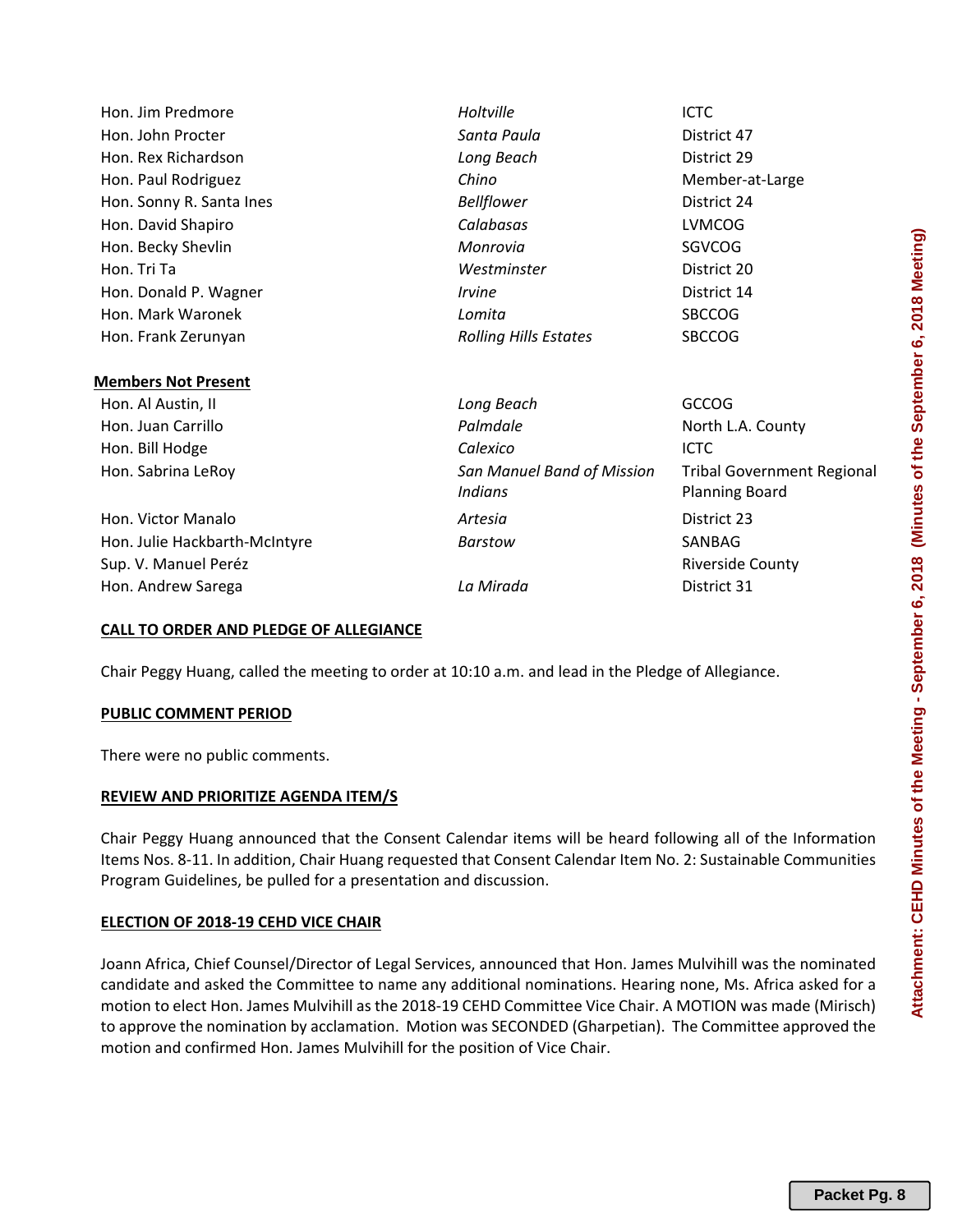| | | |
|---|---|---|
| Hon. Jim Predmore | *Holtville* | ICTC |
| Hon. John Procter | *Santa Paula* | District 47 |
| Hon. Rex Richardson | *Long Beach* | District 29 |
| Hon. Paul Rodriguez | *Chino* | Member-at-Large |
| Hon. Sonny R. Santa Ines | *Bellflower* | District 24 |
| Hon. David Shapiro | *Calabasas* | LVMCOG |
| Hon. Becky Shevlin | *Monrovia* | SGVCOG |
| Hon. Tri Ta | *Westminster* | District 20 |
| Hon. Donald P. Wagner | *Irvine* | District 14 |
| Hon. Mark Waronek | *Lomita* | SBCCOG |
| Hon. Frank Zerunyan | *Rolling Hills Estates* | SBCCOG |

**Members Not Present**

| | | |
|---|---|---|
| Hon. Al Austin, II | *Long Beach* | GCCOG |
| Hon. Juan Carrillo | *Palmdale* | North L.A. County |
| Hon. Bill Hodge | *Calexico* | ICTC |
| Hon. Sabrina LeRoy | *San Manuel Band of Mission Indians* | Tribal Government Regional Planning Board |
| Hon. Victor Manalo | *Artesia* | District 23 |
| Hon. Julie Hackbarth-McIntyre | *Barstow* | SANBAG |
| Sup. V. Manuel Peréz | | Riverside County |
| Hon. Andrew Sarega | *La Mirada* | District 31 |

**CALL TO ORDER AND PLEDGE OF ALLEGIANCE**

Chair Peggy Huang, called the meeting to order at 10:10 a.m. and lead in the Pledge of Allegiance.

**PUBLIC COMMENT PERIOD**

There were no public comments.

**REVIEW AND PRIORITIZE AGENDA ITEM/S**

Chair Peggy Huang announced that the Consent Calendar items will be heard following all of the Information Items Nos. 8-11. In addition, Chair Huang requested that Consent Calendar Item No. 2: Sustainable Communities Program Guidelines, be pulled for a presentation and discussion.

**ELECTION OF 2018-19 CEHD VICE CHAIR**

Joann Africa, Chief Counsel/Director of Legal Services, announced that Hon. James Mulvihill was the nominated candidate and asked the Committee to name any additional nominations. Hearing none, Ms. Africa asked for a motion to elect Hon. James Mulvihill as the 2018-19 CEHD Committee Vice Chair. A MOTION was made (Mirisch) to approve the nomination by acclamation. Motion was SECONDED (Gharpetian). The Committee approved the motion and confirmed Hon. James Mulvihill for the position of Vice Chair.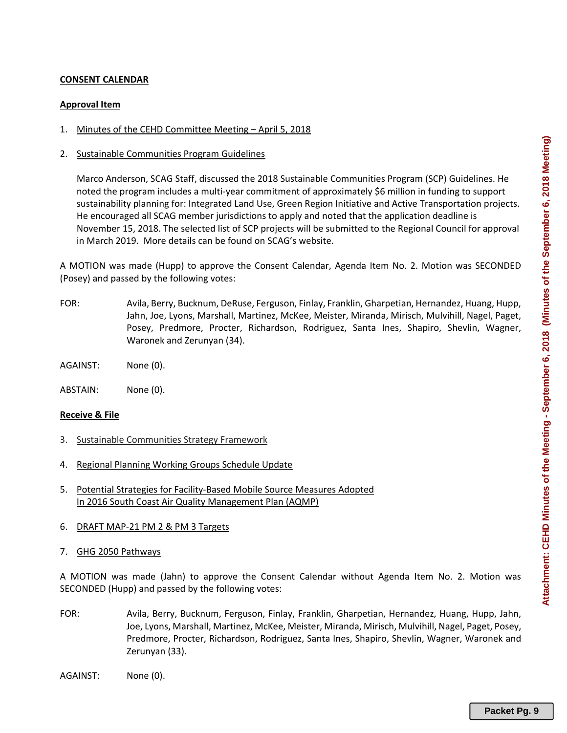**CONSENT CALENDAR**

**Approval Item**

1. Minutes of the CEHD Committee Meeting – April 5, 2018

2. Sustainable Communities Program Guidelines

   Marco Anderson, SCAG Staff, discussed the 2018 Sustainable Communities Program (SCP) Guidelines. He noted the program includes a multi-year commitment of approximately $6 million in funding to support sustainability planning for: Integrated Land Use, Green Region Initiative and Active Transportation projects. He encouraged all SCAG member jurisdictions to apply and noted that the application deadline is November 15, 2018. The selected list of SCP projects will be submitted to the Regional Council for approval in March 2019. More details can be found on SCAG's website.

A MOTION was made (Hupp) to approve the Consent Calendar, Agenda Item No. 2. Motion was SECONDED (Posey) and passed by the following votes:

FOR: Avila, Berry, Bucknum, DeRuse, Ferguson, Finlay, Franklin, Gharpetian, Hernandez, Huang, Hupp, Jahn, Joe, Lyons, Marshall, Martinez, McKee, Meister, Miranda, Mirisch, Mulvihill, Nagel, Paget, Posey, Predmore, Procter, Richardson, Rodriguez, Santa Ines, Shapiro, Shevlin, Wagner, Waronek and Zerunyan (34).

AGAINST: None (0).

ABSTAIN: None (0).

**Receive & File**

3. Sustainable Communities Strategy Framework

4. Regional Planning Working Groups Schedule Update

5. Potential Strategies for Facility-Based Mobile Source Measures Adopted In 2016 South Coast Air Quality Management Plan (AQMP)

6. DRAFT MAP-21 PM 2 & PM 3 Targets

7. GHG 2050 Pathways

A MOTION was made (Jahn) to approve the Consent Calendar without Agenda Item No. 2. Motion was SECONDED (Hupp) and passed by the following votes:

FOR: Avila, Berry, Bucknum, Ferguson, Finlay, Franklin, Gharpetian, Hernandez, Huang, Hupp, Jahn, Joe, Lyons, Marshall, Martinez, McKee, Meister, Miranda, Mirisch, Mulvihill, Nagel, Paget, Posey, Predmore, Procter, Richardson, Rodriguez, Santa Ines, Shapiro, Shevlin, Wagner, Waronek and Zerunyan (33).

AGAINST: None (0).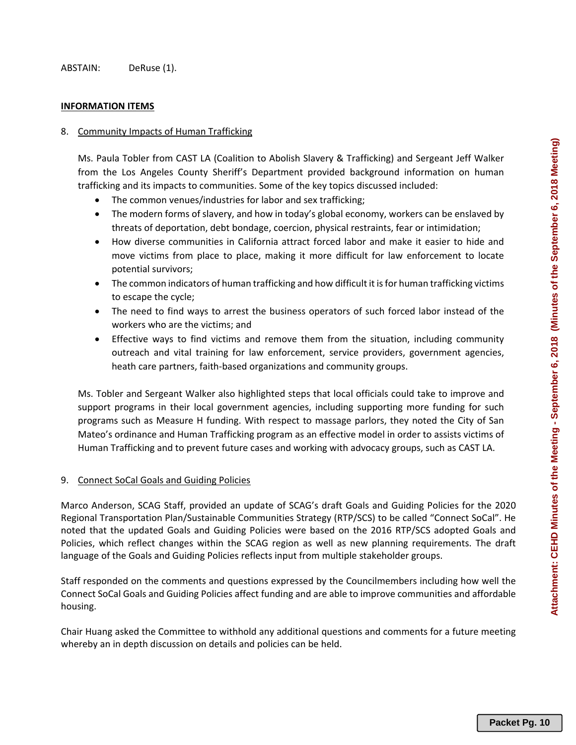ABSTAIN: DeRuse (1).

**INFORMATION ITEMS**

8. Community Impacts of Human Trafficking

Ms. Paula Tobler from CAST LA (Coalition to Abolish Slavery & Trafficking) and Sergeant Jeff Walker from the Los Angeles County Sheriff's Department provided background information on human trafficking and its impacts to communities. Some of the key topics discussed included:

- The common venues/industries for labor and sex trafficking;
- The modern forms of slavery, and how in today's global economy, workers can be enslaved by threats of deportation, debt bondage, coercion, physical restraints, fear or intimidation;
- How diverse communities in California attract forced labor and make it easier to hide and move victims from place to place, making it more difficult for law enforcement to locate potential survivors;
- The common indicators of human trafficking and how difficult it is for human trafficking victims to escape the cycle;
- The need to find ways to arrest the business operators of such forced labor instead of the workers who are the victims; and
- Effective ways to find victims and remove them from the situation, including community outreach and vital training for law enforcement, service providers, government agencies, heath care partners, faith-based organizations and community groups.

Ms. Tobler and Sergeant Walker also highlighted steps that local officials could take to improve and support programs in their local government agencies, including supporting more funding for such programs such as Measure H funding. With respect to massage parlors, they noted the City of San Mateo's ordinance and Human Trafficking program as an effective model in order to assists victims of Human Trafficking and to prevent future cases and working with advocacy groups, such as CAST LA.

9. Connect SoCal Goals and Guiding Policies

Marco Anderson, SCAG Staff, provided an update of SCAG's draft Goals and Guiding Policies for the 2020 Regional Transportation Plan/Sustainable Communities Strategy (RTP/SCS) to be called "Connect SoCal". He noted that the updated Goals and Guiding Policies were based on the 2016 RTP/SCS adopted Goals and Policies, which reflect changes within the SCAG region as well as new planning requirements. The draft language of the Goals and Guiding Policies reflects input from multiple stakeholder groups.

Staff responded on the comments and questions expressed by the Councilmembers including how well the Connect SoCal Goals and Guiding Policies affect funding and are able to improve communities and affordable housing.

Chair Huang asked the Committee to withhold any additional questions and comments for a future meeting whereby an in depth discussion on details and policies can be held.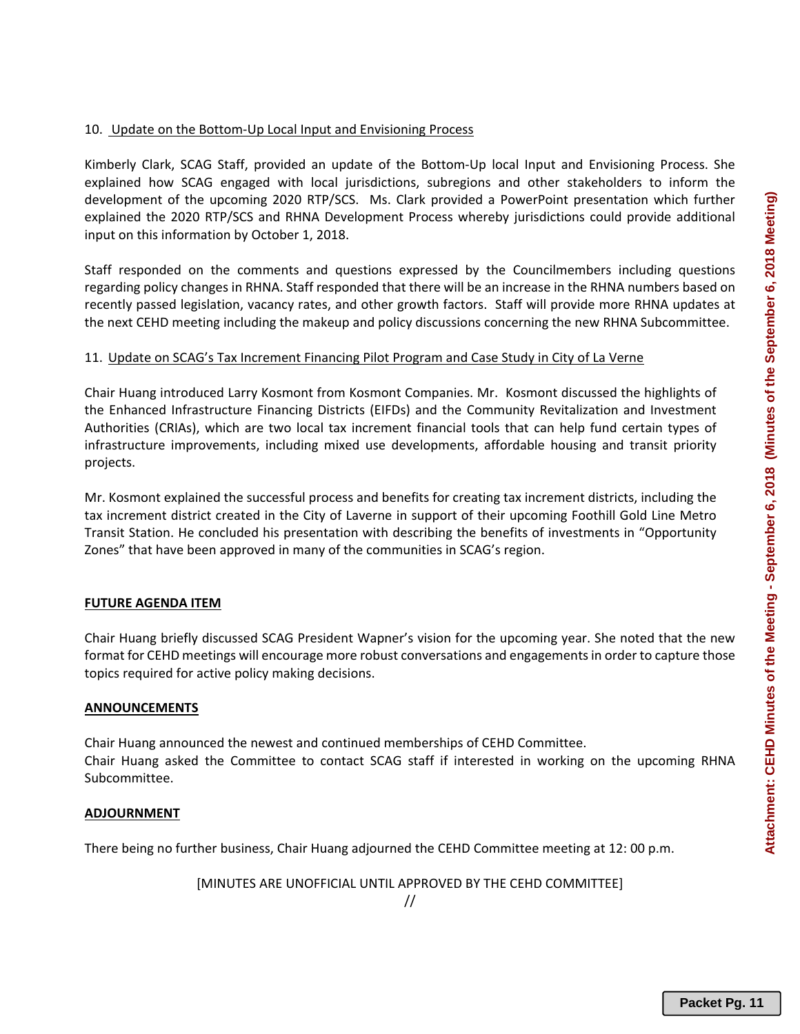10. Update on the Bottom-Up Local Input and Envisioning Process

Kimberly Clark, SCAG Staff, provided an update of the Bottom-Up local Input and Envisioning Process. She explained how SCAG engaged with local jurisdictions, subregions and other stakeholders to inform the development of the upcoming 2020 RTP/SCS. Ms. Clark provided a PowerPoint presentation which further explained the 2020 RTP/SCS and RHNA Development Process whereby jurisdictions could provide additional input on this information by October 1, 2018.

Staff responded on the comments and questions expressed by the Councilmembers including questions regarding policy changes in RHNA. Staff responded that there will be an increase in the RHNA numbers based on recently passed legislation, vacancy rates, and other growth factors. Staff will provide more RHNA updates at the next CEHD meeting including the makeup and policy discussions concerning the new RHNA Subcommittee.

11. Update on SCAG's Tax Increment Financing Pilot Program and Case Study in City of La Verne

Chair Huang introduced Larry Kosmont from Kosmont Companies. Mr. Kosmont discussed the highlights of the Enhanced Infrastructure Financing Districts (EIFDs) and the Community Revitalization and Investment Authorities (CRIAs), which are two local tax increment financial tools that can help fund certain types of infrastructure improvements, including mixed use developments, affordable housing and transit priority projects.

Mr. Kosmont explained the successful process and benefits for creating tax increment districts, including the tax increment district created in the City of Laverne in support of their upcoming Foothill Gold Line Metro Transit Station. He concluded his presentation with describing the benefits of investments in "Opportunity Zones" that have been approved in many of the communities in SCAG's region.

**FUTURE AGENDA ITEM**

Chair Huang briefly discussed SCAG President Wapner's vision for the upcoming year. She noted that the new format for CEHD meetings will encourage more robust conversations and engagements in order to capture those topics required for active policy making decisions.

**ANNOUNCEMENTS**

Chair Huang announced the newest and continued memberships of CEHD Committee.
Chair Huang asked the Committee to contact SCAG staff if interested in working on the upcoming RHNA Subcommittee.

**ADJOURNMENT**

There being no further business, Chair Huang adjourned the CEHD Committee meeting at 12: 00 p.m.

[MINUTES ARE UNOFFICIAL UNTIL APPROVED BY THE CEHD COMMITTEE]

//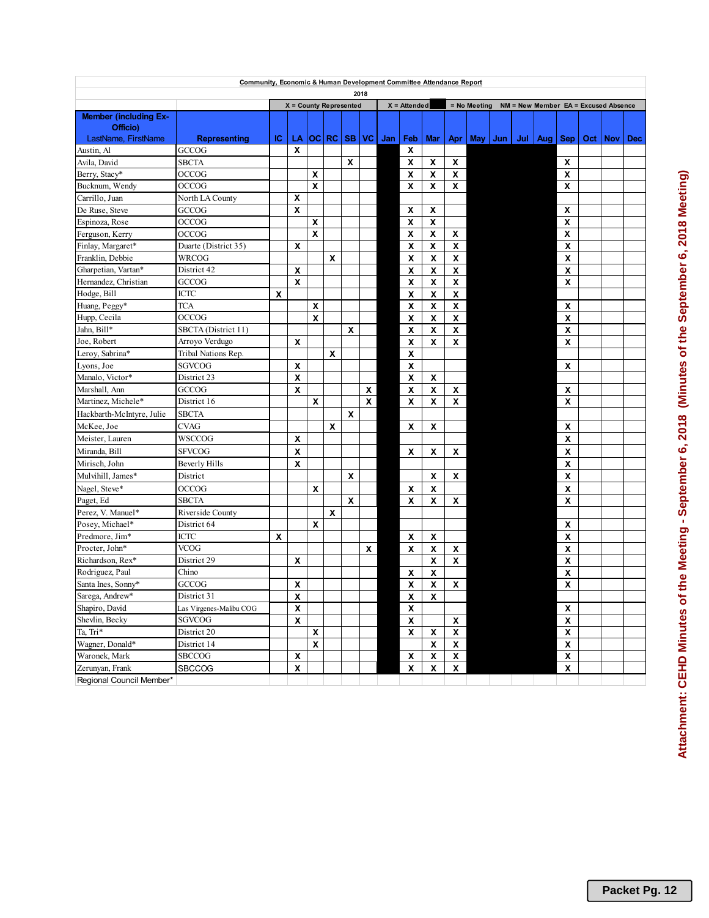**Community, Economic & Human Development Committee Attendance Report**

**2018**

X = County Represented | X = Attended | ■ = No Meeting | NM = New Member | EA = Excused Absence

| Member (including Ex-Officio) LastName, FirstName | Representing | IC | LA | OC | RC | SB | VC | Jan | Feb | Mar | Apr | May | Jun | Jul | Aug | Sep | Oct | Nov | Dec |
|---|---|---|---|---|---|---|---|---|---|---|---|---|---|---|---|---|---|---|---|
| Austin, Al | GCCOG | | X | | | | | | X | | | | | | | | | | |
| Avila, David | SBCTA | | | | | X | | | X | X | X | | | | | X | | | |
| Berry, Stacy* | OCCOG | | | X | | | | | X | X | X | | | | | X | | | |
| Bucknum, Wendy | OCCOG | | | X | | | | | X | X | X | | | | | X | | | |
| Carrillo, Juan | North LA County | | X | | | | | | | | | | | | | | | | |
| De Ruse, Steve | GCCOG | | X | | | | | | X | X | | | | | | X | | | |
| Espinoza, Rose | OCCOG | | | X | | | | | X | X | | | | | | X | | | |
| Ferguson, Kerry | OCCOG | | | X | | | | | X | X | X | | | | | X | | | |
| Finlay, Margaret* | Duarte (District 35) | | X | | | | | | X | X | X | | | | | X | | | |
| Franklin, Debbie | WRCOG | | | | X | | | | X | X | X | | | | | X | | | |
| Gharpetian, Vartan* | District 42 | | X | | | | | | X | X | X | | | | | X | | | |
| Hernandez, Christian | GCCOG | | X | | | | | | X | X | X | | | | | X | | | |
| Hodge, Bill | ICTC | X | | | | | | | X | X | X | | | | | | | | |
| Huang, Peggy* | TCA | | | X | | | | | X | X | X | | | | | X | | | |
| Hupp, Cecila | OCCOG | | | X | | | | | X | X | X | | | | | X | | | |
| Jahn, Bill* | SBCTA (District 11) | | | | | X | | | X | X | X | | | | | X | | | |
| Joe, Robert | Arroyo Verdugo | | X | | | | | | X | X | X | | | | | X | | | |
| Leroy, Sabrina* | Tribal Nations Rep. | | | | X | | | | X | | | | | | | | | | |
| Lyons, Joe | SGVCOG | | X | | | | | | X | | | | | | | X | | | |
| Manalo, Victor* | District 23 | | X | | | | | | X | X | | | | | | | | | |
| Marshall, Ann | GCCOG | | X | | | | X | | X | X | X | | | | | X | | | |
| Martinez, Michele* | District 16 | | | X | | | X | | X | X | X | | | | | X | | | |
| Hackbarth-McIntyre, Julie | SBCTA | | | | | X | | | | | | | | | | | | | |
| McKee, Joe | CVAG | | | | X | | | | X | X | | | | | | X | | | |
| Meister, Lauren | WSCCOG | | X | | | | | | | | | | | | | X | | | |
| Miranda, Bill | SFVCOG | | X | | | | | | X | X | X | | | | | X | | | |
| Mirisch, John | Beverly Hills | | X | | | | | | | | | | | | | X | | | |
| Mulvihill, James* | District | | | | | X | | | | X | X | | | | | X | | | |
| Nagel, Steve* | OCCOG | | | X | | | | | X | X | | | | | | X | | | |
| Paget, Ed | SBCTA | | | | | X | | | X | X | X | | | | | X | | | |
| Perez, V. Manuel* | Riverside County | | | | X | | | | | | | | | | | | | | |
| Posey, Michael* | District 64 | | | X | | | | | | | | | | | | X | | | |
| Predmore, Jim* | ICTC | X | | | | | | | X | X | | | | | | X | | | |
| Procter, John* | VCOG | | | | | | X | | X | X | X | | | | | X | | | |
| Richardson, Rex* | District 29 | | X | | | | | | | X | X | | | | | X | | | |
| Rodriguez, Paul | Chino | | | | | | | | X | X | | | | | | X | | | |
| Santa Ines, Sonny* | GCCOG | | X | | | | | | X | X | X | | | | | X | | | |
| Sarega, Andrew* | District 31 | | X | | | | | | X | X | | | | | | | | | |
| Shapiro, David | Las Virgenes-Malibu COG | | X | | | | | | X | | | | | | | X | | | |
| Shevlin, Becky | SGVCOG | | X | | | | | | X | | X | | | | | X | | | |
| Ta, Tri* | District 20 | | | X | | | | | X | X | X | | | | | X | | | |
| Wagner, Donald* | District 14 | | | X | | | | | | X | X | | | | | X | | | |
| Waronek, Mark | SBCCOG | | X | | | | | | X | X | X | | | | | X | | | |
| Zerunyan, Frank | SBCCOG | | X | | | | | | X | X | X | | | | | X | | | |
| Regional Council Member* | | | | | | | | | | | | | | | | | | | |

Attachment: CEHD Minutes of the Meeting - September 6, 2018 (Minutes of the September 6, 2018 Meeting)